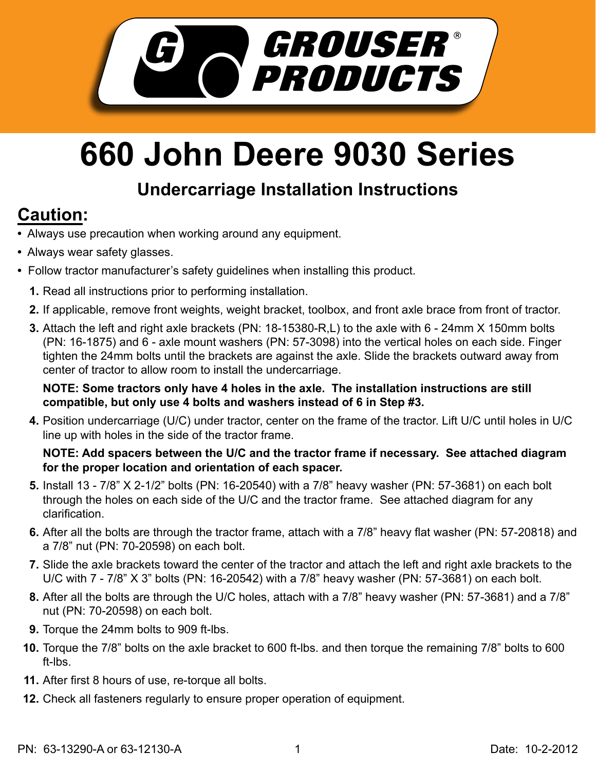GROUSER® PRODUCTS

# 660 John Deere 9030 Series

## Undercarriage Installation Instructions

## Caution:

- Always use precaution when working around any equipment.
- Always wear safety glasses.
- Follow tractor manufacturer's safety guidelines when installing this product.

1. Read all instructions prior to performing installation.
2. If applicable, remove front weights, weight bracket, toolbox, and front axle brace from front of tractor.
3. Attach the left and right axle brackets (PN: 18-15380-R,L) to the axle with 6 - 24mm X 150mm bolts (PN: 16-1875) and 6 - axle mount washers (PN: 57-3098) into the vertical holes on each side. Finger tighten the 24mm bolts until the brackets are against the axle. Slide the brackets outward away from center of tractor to allow room to install the undercarriage.

   **NOTE: Some tractors only have 4 holes in the axle. The installation instructions are still compatible, but only use 4 bolts and washers instead of 6 in Step #3.**

4. Position undercarriage (U/C) under tractor, center on the frame of the tractor. Lift U/C until holes in U/C line up with holes in the side of the tractor frame.

   **NOTE: Add spacers between the U/C and the tractor frame if necessary. See attached diagram for the proper location and orientation of each spacer.**

5. Install 13 - 7/8" X 2-1/2" bolts (PN: 16-20540) with a 7/8" heavy washer (PN: 57-3681) on each bolt through the holes on each side of the U/C and the tractor frame. See attached diagram for any clarification.
6. After all the bolts are through the tractor frame, attach with a 7/8" heavy flat washer (PN: 57-20818) and a 7/8" nut (PN: 70-20598) on each bolt.
7. Slide the axle brackets toward the center of the tractor and attach the left and right axle brackets to the U/C with 7 - 7/8" X 3" bolts (PN: 16-20542) with a 7/8" heavy washer (PN: 57-3681) on each bolt.
8. After all the bolts are through the U/C holes, attach with a 7/8" heavy washer (PN: 57-3681) and a 7/8" nut (PN: 70-20598) on each bolt.
9. Torque the 24mm bolts to 909 ft-lbs.
10. Torque the 7/8" bolts on the axle bracket to 600 ft-lbs. and then torque the remaining 7/8" bolts to 600 ft-lbs.
11. After first 8 hours of use, re-torque all bolts.
12. Check all fasteners regularly to ensure proper operation of equipment.

PN: 63-13290-A or 63-12130-A

Date: 10-2-2012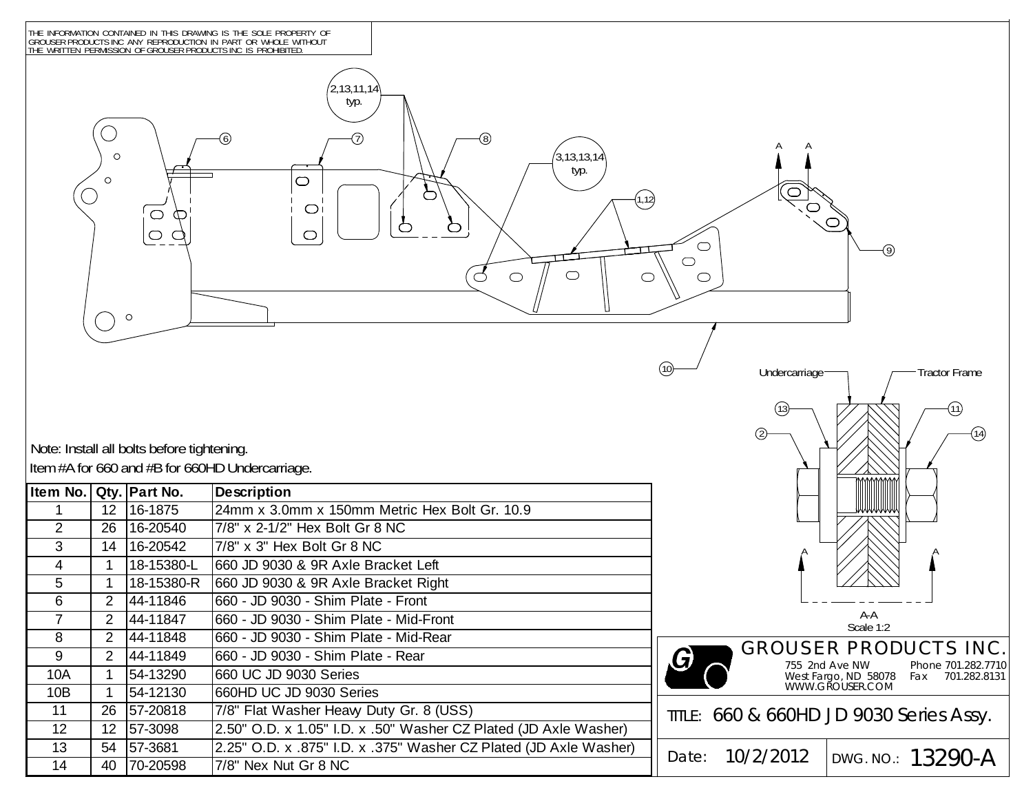THE INFORMATION CONTAINED IN THIS DRAWING IS THE SOLE PROPERTY OF GROUSER PRODUCTS INC ANY REPRODUCTION IN PART OR WHOLE WITHOUT THE WRITTEN PERMISSION OF GROUSER PRODUCTS INC IS PROHIBITED.

2,13,11,14 typ.

3,13,13,14 typ.

1,12

6

7

8

9

10

A A

Undercarriage

Tractor Frame

13

11

2

14

A-A
Scale 1:2

Note: Install all bolts before tightening.

Item #A for 660 and #B for 660HD Undercarriage.

| Item No. | Qty. | Part No. | Description |
|---|---|---|---|
| 1 | 12 | 16-1875 | 24mm x 3.0mm x 150mm Metric Hex Bolt Gr. 10.9 |
| 2 | 26 | 16-20540 | 7/8" x 2-1/2" Hex Bolt Gr 8 NC |
| 3 | 14 | 16-20542 | 7/8" x 3" Hex Bolt Gr 8 NC |
| 4 | 1 | 18-15380-L | 660 JD 9030 & 9R Axle Bracket Left |
| 5 | 1 | 18-15380-R | 660 JD 9030 & 9R Axle Bracket Right |
| 6 | 2 | 44-11846 | 660 - JD 9030 - Shim Plate - Front |
| 7 | 2 | 44-11847 | 660 - JD 9030 - Shim Plate - Mid-Front |
| 8 | 2 | 44-11848 | 660 - JD 9030 - Shim Plate - Mid-Rear |
| 9 | 2 | 44-11849 | 660 - JD 9030 - Shim Plate - Rear |
| 10A | 1 | 54-13290 | 660 UC JD 9030 Series |
| 10B | 1 | 54-12130 | 660HD UC JD 9030 Series |
| 11 | 26 | 57-20818 | 7/8" Flat Washer Heavy Duty Gr. 8 (USS) |
| 12 | 12 | 57-3098 | 2.50" O.D. x 1.05" I.D. x .50" Washer CZ Plated (JD Axle Washer) |
| 13 | 54 | 57-3681 | 2.25" O.D. x .875" I.D. x .375" Washer CZ Plated (JD Axle Washer) |
| 14 | 40 | 70-20598 | 7/8" Nex Nut Gr 8 NC |

GROUSER PRODUCTS INC.
755 2nd Ave NW
West Fargo, ND 58078
WWW.GROUSER.COM
Phone 701.282.7710
Fax 701.282.8131

TITLE: 660 & 660HD JD 9030 Series Assy.

Date: 10/2/2012

DWG. NO.: 13290-A